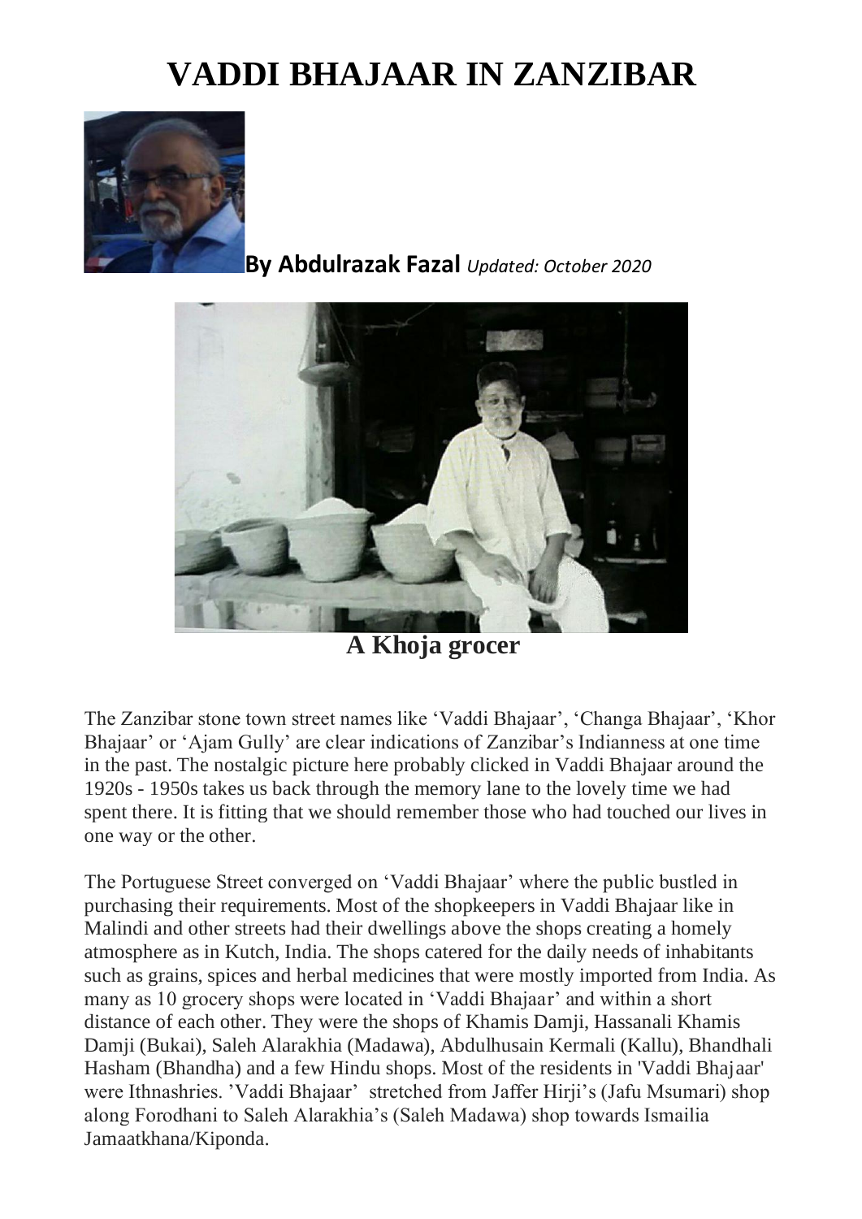# VADDI BHAJAAR IN ZANZIBAR

**By Abdulrazak Fazal** *Updated: October 2020*

**A Khoja grocer**

The Zanzibar stone town street names like 'Vaddi Bhajaar', 'Changa Bhajaar', 'Khor Bhajaar' or 'Ajam Gully' are clear indications of Zanzibar's Indianness at one time in the past. The nostalgic picture here probably clicked in Vaddi Bhajaar around the 1920s - 1950s takes us back through the memory lane to the lovely time we had spent there. It is fitting that we should remember those who had touched our lives in one way or the other.

The Portuguese Street converged on 'Vaddi Bhajaar' where the public bustled in purchasing their requirements. Most of the shopkeepers in Vaddi Bhajaar like in Malindi and other streets had their dwellings above the shops creating a homely atmosphere as in Kutch, India. The shops catered for the daily needs of inhabitants such as grains, spices and herbal medicines that were mostly imported from India. As many as 10 grocery shops were located in 'Vaddi Bhajaar' and within a short distance of each other. They were the shops of Khamis Damji, Hassanali Khamis Damji (Bukai), Saleh Alarakhia (Madawa), Abdulhusain Kermali (Kallu), Bhandhali Hasham (Bhandha) and a few Hindu shops. Most of the residents in 'Vaddi Bhajaar' were Ithnashries. 'Vaddi Bhajaar' stretched from Jaffer Hirji's (Jafu Msumari) shop along Forodhani to Saleh Alarakhia's (Saleh Madawa) shop towards Ismailia Jamaatkhana/Kiponda.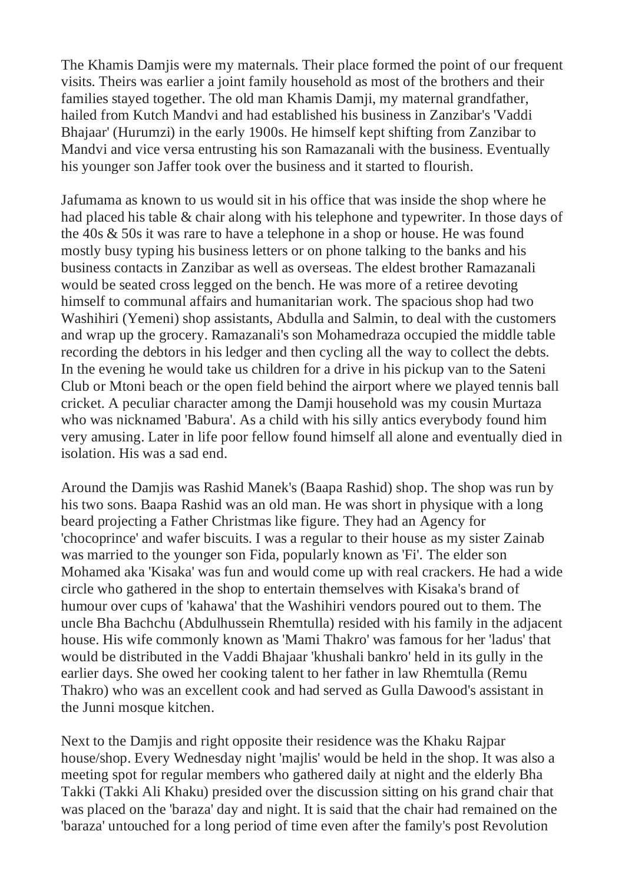The Khamis Damjis were my maternals. Their place formed the point of our frequent visits. Theirs was earlier a joint family household as most of the brothers and their families stayed together. The old man Khamis Damji, my maternal grandfather, hailed from Kutch Mandvi and had established his business in Zanzibar's 'Vaddi Bhajaar' (Hurumzi) in the early 1900s. He himself kept shifting from Zanzibar to Mandvi and vice versa entrusting his son Ramazanali with the business. Eventually his younger son Jaffer took over the business and it started to flourish.

Jafumama as known to us would sit in his office that was inside the shop where he had placed his table & chair along with his telephone and typewriter. In those days of the 40s & 50s it was rare to have a telephone in a shop or house. He was found mostly busy typing his business letters or on phone talking to the banks and his business contacts in Zanzibar as well as overseas. The eldest brother Ramazanali would be seated cross legged on the bench. He was more of a retiree devoting himself to communal affairs and humanitarian work. The spacious shop had two Washihiri (Yemeni) shop assistants, Abdulla and Salmin, to deal with the customers and wrap up the grocery. Ramazanali's son Mohamedraza occupied the middle table recording the debtors in his ledger and then cycling all the way to collect the debts. In the evening he would take us children for a drive in his pickup van to the Sateni Club or Mtoni beach or the open field behind the airport where we played tennis ball cricket. A peculiar character among the Damji household was my cousin Murtaza who was nicknamed 'Babura'. As a child with his silly antics everybody found him very amusing. Later in life poor fellow found himself all alone and eventually died in isolation. His was a sad end.

Around the Damjis was Rashid Manek's (Baapa Rashid) shop. The shop was run by his two sons. Baapa Rashid was an old man. He was short in physique with a long beard projecting a Father Christmas like figure. They had an Agency for 'chocoprince' and wafer biscuits. I was a regular to their house as my sister Zainab was married to the younger son Fida, popularly known as 'Fi'. The elder son Mohamed aka 'Kisaka' was fun and would come up with real crackers. He had a wide circle who gathered in the shop to entertain themselves with Kisaka's brand of humour over cups of 'kahawa' that the Washihiri vendors poured out to them. The uncle Bha Bachchu (Abdulhussein Rhemtulla) resided with his family in the adjacent house. His wife commonly known as 'Mami Thakro' was famous for her 'ladus' that would be distributed in the Vaddi Bhajaar 'khushali bankro' held in its gully in the earlier days. She owed her cooking talent to her father in law Rhemtulla (Remu Thakro) who was an excellent cook and had served as Gulla Dawood's assistant in the Junni mosque kitchen.

Next to the Damjis and right opposite their residence was the Khaku Rajpar house/shop. Every Wednesday night 'majlis' would be held in the shop. It was also a meeting spot for regular members who gathered daily at night and the elderly Bha Takki (Takki Ali Khaku) presided over the discussion sitting on his grand chair that was placed on the 'baraza' day and night. It is said that the chair had remained on the 'baraza' untouched for a long period of time even after the family's post Revolution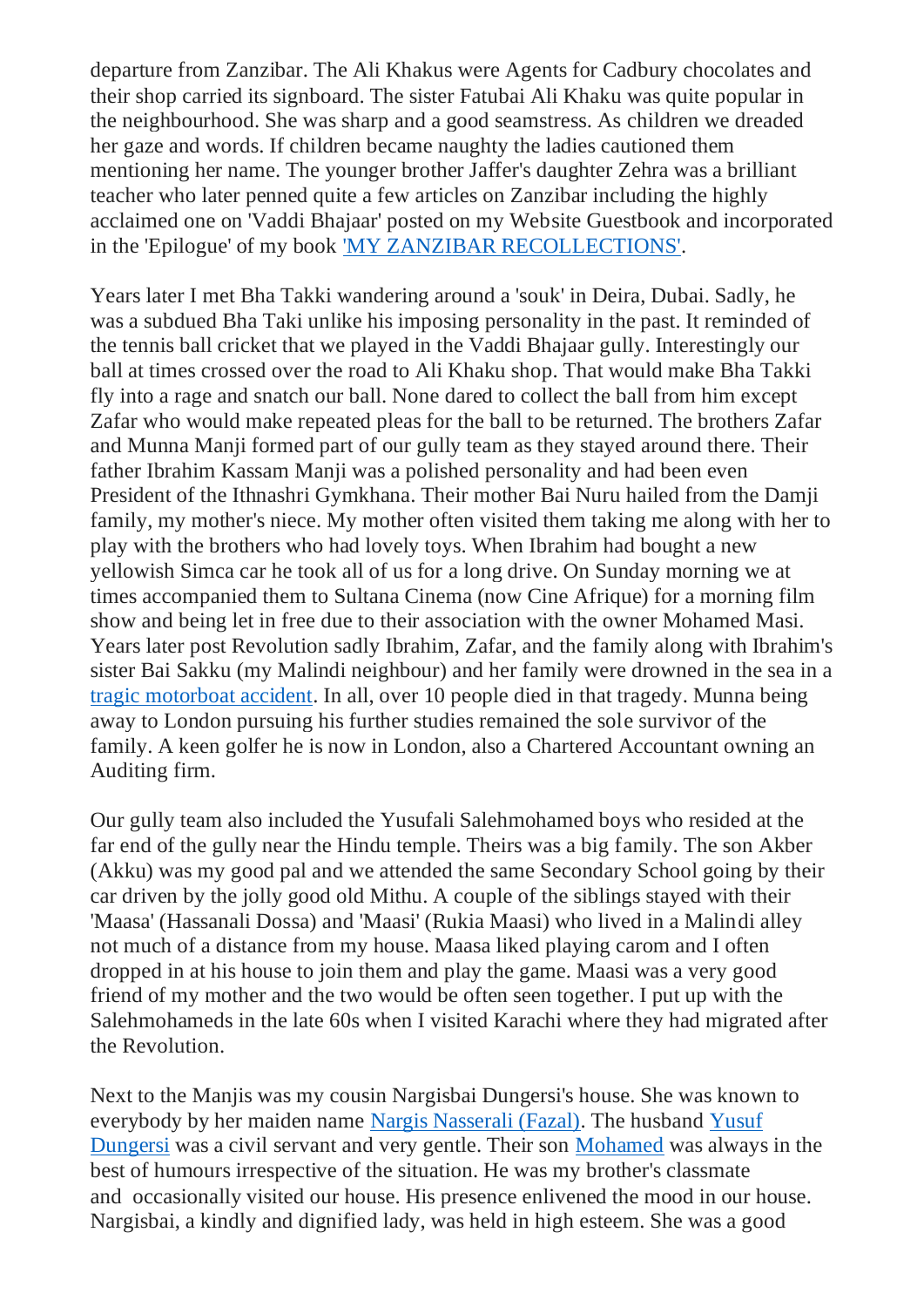departure from Zanzibar. The Ali Khakus were Agents for Cadbury chocolates and their shop carried its signboard. The sister Fatubai Ali Khaku was quite popular in the neighbourhood. She was sharp and a good seamstress. As children we dreaded her gaze and words. If children became naughty the ladies cautioned them mentioning her name. The younger brother Jaffer's daughter Zehra was a brilliant teacher who later penned quite a few articles on Zanzibar including the highly acclaimed one on 'Vaddi Bhajaar' posted on my Website Guestbook and incorporated in the 'Epilogue' of my book 'MY ZANZIBAR RECOLLECTIONS'.

Years later I met Bha Takki wandering around a 'souk' in Deira, Dubai. Sadly, he was a subdued Bha Taki unlike his imposing personality in the past. It reminded of the tennis ball cricket that we played in the Vaddi Bhajaar gully. Interestingly our ball at times crossed over the road to Ali Khaku shop. That would make Bha Takki fly into a rage and snatch our ball. None dared to collect the ball from him except Zafar who would make repeated pleas for the ball to be returned. The brothers Zafar and Munna Manji formed part of our gully team as they stayed around there. Their father Ibrahim Kassam Manji was a polished personality and had been even President of the Ithnashri Gymkhana. Their mother Bai Nuru hailed from the Damji family, my mother's niece. My mother often visited them taking me along with her to play with the brothers who had lovely toys. When Ibrahim had bought a new yellowish Simca car he took all of us for a long drive. On Sunday morning we at times accompanied them to Sultana Cinema (now Cine Afrique) for a morning film show and being let in free due to their association with the owner Mohamed Masi. Years later post Revolution sadly Ibrahim, Zafar, and the family along with Ibrahim's sister Bai Sakku (my Malindi neighbour) and her family were drowned in the sea in a tragic motorboat accident. In all, over 10 people died in that tragedy. Munna being away to London pursuing his further studies remained the sole survivor of the family. A keen golfer he is now in London, also a Chartered Accountant owning an Auditing firm.

Our gully team also included the Yusufali Salehmohamed boys who resided at the far end of the gully near the Hindu temple. Theirs was a big family. The son Akber (Akku) was my good pal and we attended the same Secondary School going by their car driven by the jolly good old Mithu. A couple of the siblings stayed with their 'Maasa' (Hassanali Dossa) and 'Maasi' (Rukia Maasi) who lived in a Malindi alley not much of a distance from my house. Maasa liked playing carom and I often dropped in at his house to join them and play the game. Maasi was a very good friend of my mother and the two would be often seen together. I put up with the Salehmohameds in the late 60s when I visited Karachi where they had migrated after the Revolution.

Next to the Manjis was my cousin Nargisbai Dungersi's house. She was known to everybody by her maiden name Nargis Nasserali (Fazal). The husband Yusuf Dungersi was a civil servant and very gentle. Their son Mohamed was always in the best of humours irrespective of the situation. He was my brother's classmate and occasionally visited our house. His presence enlivened the mood in our house. Nargisbai, a kindly and dignified lady, was held in high esteem. She was a good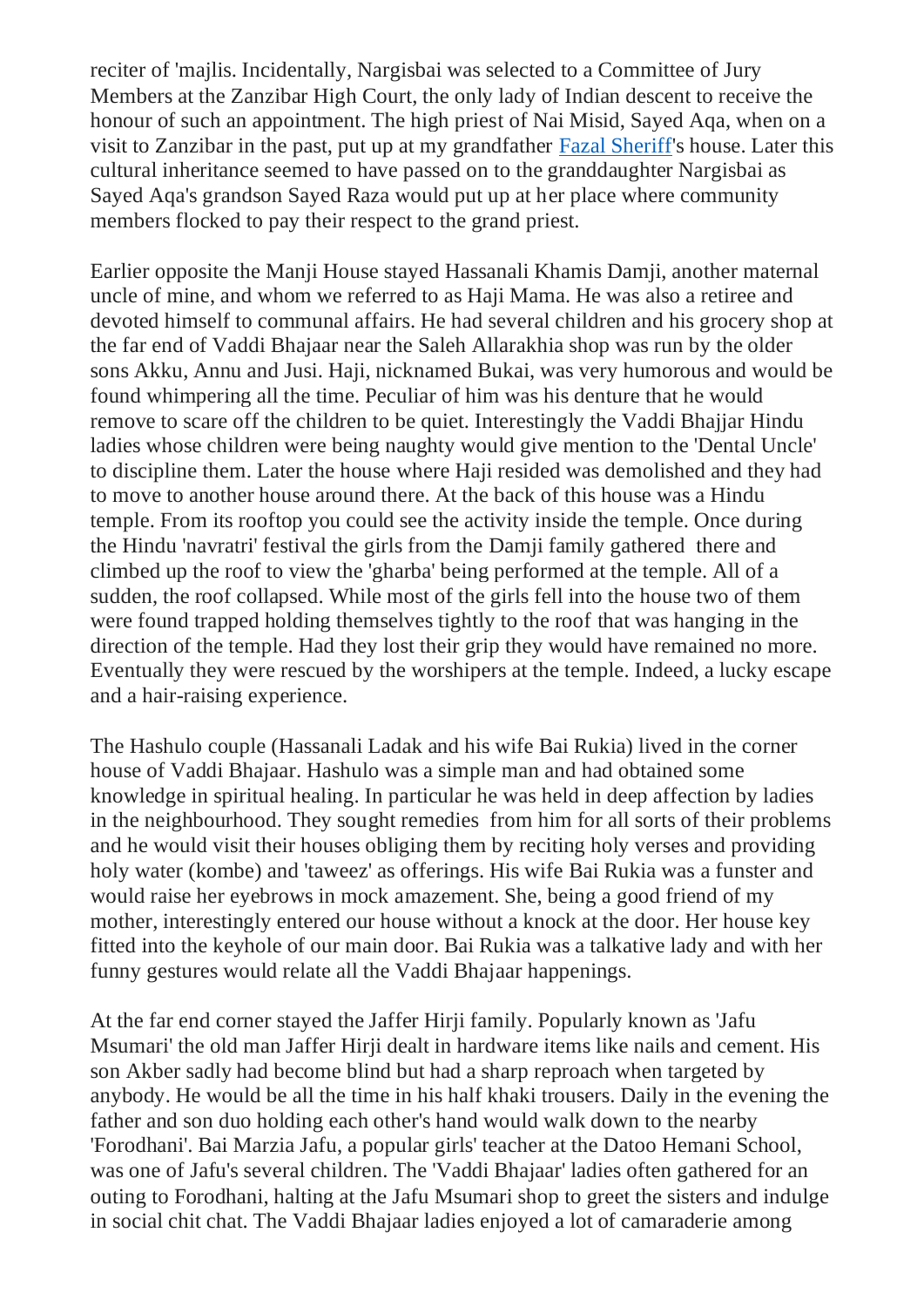reciter of 'majlis. Incidentally, Nargisbai was selected to a Committee of Jury Members at the Zanzibar High Court, the only lady of Indian descent to receive the honour of such an appointment. The high priest of Nai Misid, Sayed Aqa, when on a visit to Zanzibar in the past, put up at my grandfather Fazal Sheriff's house. Later this cultural inheritance seemed to have passed on to the granddaughter Nargisbai as Sayed Aqa's grandson Sayed Raza would put up at her place where community members flocked to pay their respect to the grand priest.

Earlier opposite the Manji House stayed Hassanali Khamis Damji, another maternal uncle of mine, and whom we referred to as Haji Mama. He was also a retiree and devoted himself to communal affairs. He had several children and his grocery shop at the far end of Vaddi Bhajaar near the Saleh Allarakhia shop was run by the older sons Akku, Annu and Jusi. Haji, nicknamed Bukai, was very humorous and would be found whimpering all the time. Peculiar of him was his denture that he would remove to scare off the children to be quiet. Interestingly the Vaddi Bhajjar Hindu ladies whose children were being naughty would give mention to the 'Dental Uncle' to discipline them. Later the house where Haji resided was demolished and they had to move to another house around there. At the back of this house was a Hindu temple. From its rooftop you could see the activity inside the temple. Once during the Hindu 'navratri' festival the girls from the Damji family gathered there and climbed up the roof to view the 'gharba' being performed at the temple. All of a sudden, the roof collapsed. While most of the girls fell into the house two of them were found trapped holding themselves tightly to the roof that was hanging in the direction of the temple. Had they lost their grip they would have remained no more. Eventually they were rescued by the worshipers at the temple. Indeed, a lucky escape and a hair-raising experience.

The Hashulo couple (Hassanali Ladak and his wife Bai Rukia) lived in the corner house of Vaddi Bhajaar. Hashulo was a simple man and had obtained some knowledge in spiritual healing. In particular he was held in deep affection by ladies in the neighbourhood. They sought remedies from him for all sorts of their problems and he would visit their houses obliging them by reciting holy verses and providing holy water (kombe) and 'taweez' as offerings. His wife Bai Rukia was a funster and would raise her eyebrows in mock amazement. She, being a good friend of my mother, interestingly entered our house without a knock at the door. Her house key fitted into the keyhole of our main door. Bai Rukia was a talkative lady and with her funny gestures would relate all the Vaddi Bhajaar happenings.

At the far end corner stayed the Jaffer Hirji family. Popularly known as 'Jafu Msumari' the old man Jaffer Hirji dealt in hardware items like nails and cement. His son Akber sadly had become blind but had a sharp reproach when targeted by anybody. He would be all the time in his half khaki trousers. Daily in the evening the father and son duo holding each other's hand would walk down to the nearby 'Forodhani'. Bai Marzia Jafu, a popular girls' teacher at the Datoo Hemani School, was one of Jafu's several children. The 'Vaddi Bhajaar' ladies often gathered for an outing to Forodhani, halting at the Jafu Msumari shop to greet the sisters and indulge in social chit chat. The Vaddi Bhajaar ladies enjoyed a lot of camaraderie among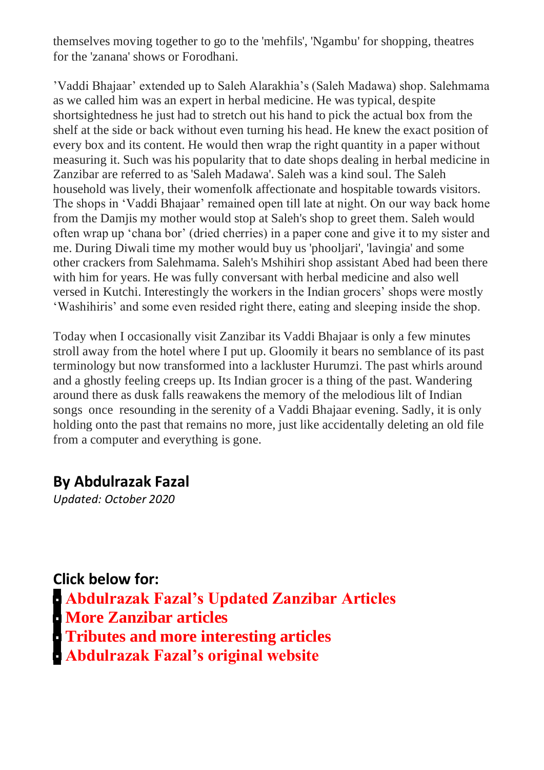themselves moving together to go to the 'mehfils', 'Ngambu' for shopping, theatres for the 'zanana' shows or Forodhani.

’Vaddi Bhajaar’ extended up to Saleh Alarakhia’s (Saleh Madawa) shop. Salehmama as we called him was an expert in herbal medicine. He was typical, despite shortsightedness he just had to stretch out his hand to pick the actual box from the shelf at the side or back without even turning his head. He knew the exact position of every box and its content. He would then wrap the right quantity in a paper without measuring it. Such was his popularity that to date shops dealing in herbal medicine in Zanzibar are referred to as 'Saleh Madawa'. Saleh was a kind soul. The Saleh household was lively, their womenfolk affectionate and hospitable towards visitors. The shops in ‘Vaddi Bhajaar’ remained open till late at night. On our way back home from the Damjis my mother would stop at Saleh's shop to greet them. Saleh would often wrap up ‘chana bor’ (dried cherries) in a paper cone and give it to my sister and me. During Diwali time my mother would buy us 'phooljari', 'lavingia' and some other crackers from Salehmama. Saleh's Mshihiri shop assistant Abed had been there with him for years. He was fully conversant with herbal medicine and also well versed in Kutchi. Interestingly the workers in the Indian grocers’ shops were mostly ‘Washihiris’ and some even resided right there, eating and sleeping inside the shop.

Today when I occasionally visit Zanzibar its Vaddi Bhajaar is only a few minutes stroll away from the hotel where I put up. Gloomily it bears no semblance of its past terminology but now transformed into a lackluster Hurumzi. The past whirls around and a ghostly feeling creeps up. Its Indian grocer is a thing of the past. Wandering around there as dusk falls reawakens the memory of the melodious lilt of Indian songs once resounding in the serenity of a Vaddi Bhajaar evening. Sadly, it is only holding onto the past that remains no more, just like accidentally deleting an old file from a computer and everything is gone.

**By Abdulrazak Fazal**
*Updated: October 2020*

**Click below for:**

- **Abdulrazak Fazal’s Updated Zanzibar Articles**
- **More Zanzibar articles**
- **Tributes and more interesting articles**
- **Abdulrazak Fazal’s original website**